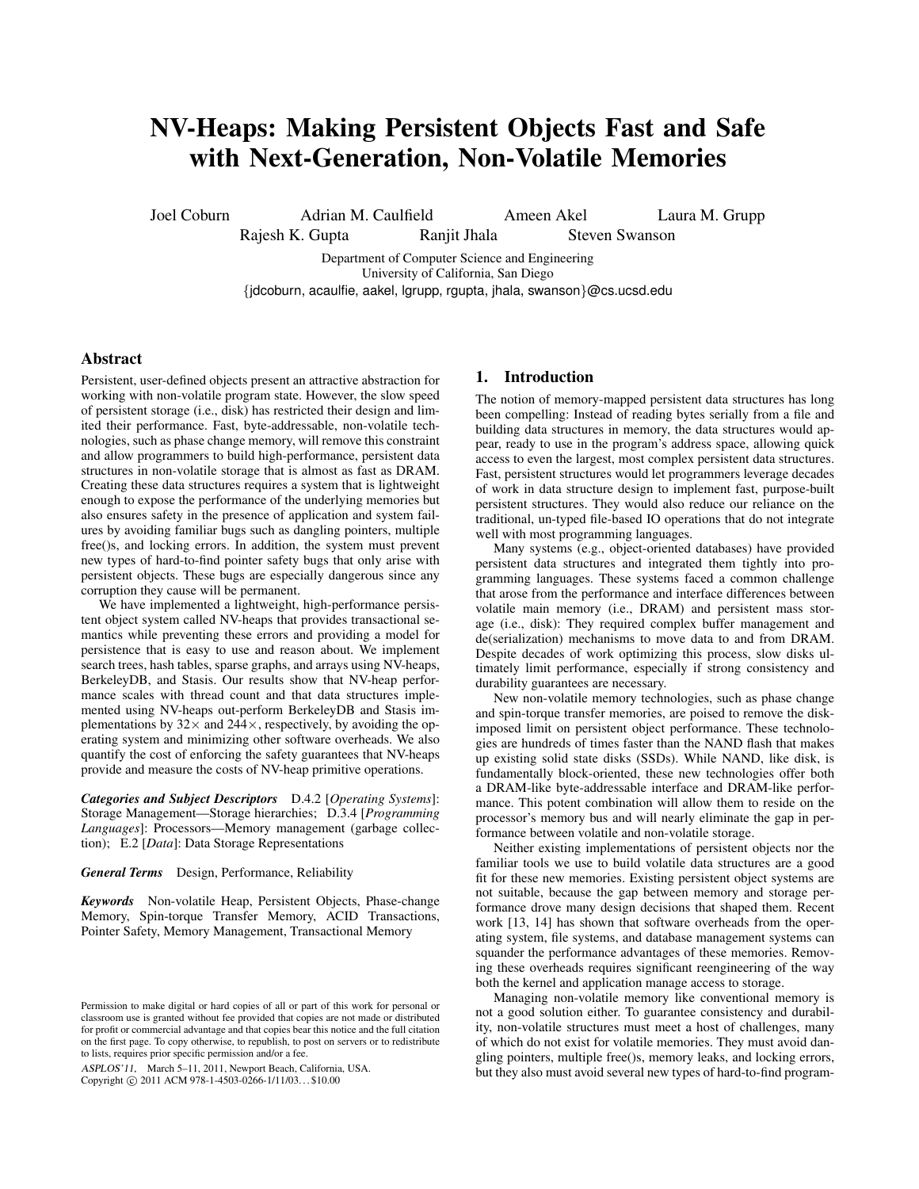# NV-Heaps: Making Persistent Objects Fast and Safe with Next-Generation, Non-Volatile Memories

Joel Coburn Adrian M. Caulfield Ameen Akel Laura M. Grupp
Rajesh K. Gupta Ranjit Jhala Steven Swanson

Department of Computer Science and Engineering
University of California, San Diego
{jdcoburn, acaulfie, aakel, lgrupp, rgupta, jhala, swanson}@cs.ucsd.edu

## Abstract

Persistent, user-defined objects present an attractive abstraction for working with non-volatile program state. However, the slow speed of persistent storage (i.e., disk) has restricted their design and limited their performance. Fast, byte-addressable, non-volatile technologies, such as phase change memory, will remove this constraint and allow programmers to build high-performance, persistent data structures in non-volatile storage that is almost as fast as DRAM. Creating these data structures requires a system that is lightweight enough to expose the performance of the underlying memories but also ensures safety in the presence of application and system failures by avoiding familiar bugs such as dangling pointers, multiple free()s, and locking errors. In addition, the system must prevent new types of hard-to-find pointer safety bugs that only arise with persistent objects. These bugs are especially dangerous since any corruption they cause will be permanent.

We have implemented a lightweight, high-performance persistent object system called NV-heaps that provides transactional semantics while preventing these errors and providing a model for persistence that is easy to use and reason about. We implement search trees, hash tables, sparse graphs, and arrays using NV-heaps, BerkeleyDB, and Stasis. Our results show that NV-heap performance scales with thread count and that data structures implemented using NV-heaps out-perform BerkeleyDB and Stasis implementations by 32× and 244×, respectively, by avoiding the operating system and minimizing other software overheads. We also quantify the cost of enforcing the safety guarantees that NV-heaps provide and measure the costs of NV-heap primitive operations.

***Categories and Subject Descriptors*** D.4.2 [*Operating Systems*]: Storage Management—Storage hierarchies; D.3.4 [*Programming Languages*]: Processors—Memory management (garbage collection); E.2 [*Data*]: Data Storage Representations

***General Terms*** Design, Performance, Reliability

***Keywords*** Non-volatile Heap, Persistent Objects, Phase-change Memory, Spin-torque Transfer Memory, ACID Transactions, Pointer Safety, Memory Management, Transactional Memory

Permission to make digital or hard copies of all or part of this work for personal or classroom use is granted without fee provided that copies are not made or distributed for profit or commercial advantage and that copies bear this notice and the full citation on the first page. To copy otherwise, to republish, to post on servers or to redistribute to lists, requires prior specific permission and/or a fee.

*ASPLOS'11*, March 5–11, 2011, Newport Beach, California, USA.
Copyright © 2011 ACM 978-1-4503-0266-1/11/03. . . $10.00

## 1. Introduction

The notion of memory-mapped persistent data structures has long been compelling: Instead of reading bytes serially from a file and building data structures in memory, the data structures would appear, ready to use in the program's address space, allowing quick access to even the largest, most complex persistent data structures. Fast, persistent structures would let programmers leverage decades of work in data structure design to implement fast, purpose-built persistent structures. They would also reduce our reliance on the traditional, un-typed file-based IO operations that do not integrate well with most programming languages.

Many systems (e.g., object-oriented databases) have provided persistent data structures and integrated them tightly into programming languages. These systems faced a common challenge that arose from the performance and interface differences between volatile main memory (i.e., DRAM) and persistent mass storage (i.e., disk): They required complex buffer management and de(serialization) mechanisms to move data to and from DRAM. Despite decades of work optimizing this process, slow disks ultimately limit performance, especially if strong consistency and durability guarantees are necessary.

New non-volatile memory technologies, such as phase change and spin-torque transfer memories, are poised to remove the disk-imposed limit on persistent object performance. These technologies are hundreds of times faster than the NAND flash that makes up existing solid state disks (SSDs). While NAND, like disk, is fundamentally block-oriented, these new technologies offer both a DRAM-like byte-addressable interface and DRAM-like performance. This potent combination will allow them to reside on the processor's memory bus and will nearly eliminate the gap in performance between volatile and non-volatile storage.

Neither existing implementations of persistent objects nor the familiar tools we use to build volatile data structures are a good fit for these new memories. Existing persistent object systems are not suitable, because the gap between memory and storage performance drove many design decisions that shaped them. Recent work [13, 14] has shown that software overheads from the operating system, file systems, and database management systems can squander the performance advantages of these memories. Removing these overheads requires significant reengineering of the way both the kernel and application manage access to storage.

Managing non-volatile memory like conventional memory is not a good solution either. To guarantee consistency and durability, non-volatile structures must meet a host of challenges, many of which do not exist for volatile memories. They must avoid dangling pointers, multiple free()s, memory leaks, and locking errors, but they also must avoid several new types of hard-to-find program-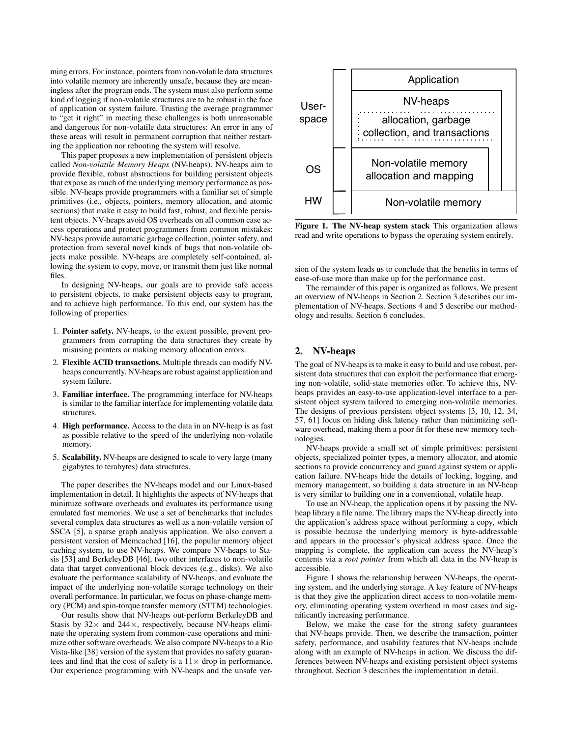ming errors. For instance, pointers from non-volatile data structures into volatile memory are inherently unsafe, because they are meaningless after the program ends. The system must also perform some kind of logging if non-volatile structures are to be robust in the face of application or system failure. Trusting the average programmer to "get it right" in meeting these challenges is both unreasonable and dangerous for non-volatile data structures: An error in any of these areas will result in permanent corruption that neither restarting the application nor rebooting the system will resolve.

This paper proposes a new implementation of persistent objects called *Non-volatile Memory Heaps* (NV-heaps). NV-heaps aim to provide flexible, robust abstractions for building persistent objects that expose as much of the underlying memory performance as possible. NV-heaps provide programmers with a familiar set of simple primitives (i.e., objects, pointers, memory allocation, and atomic sections) that make it easy to build fast, robust, and flexible persistent objects. NV-heaps avoid OS overheads on all common case access operations and protect programmers from common mistakes: NV-heaps provide automatic garbage collection, pointer safety, and protection from several novel kinds of bugs that non-volatile objects make possible. NV-heaps are completely self-contained, allowing the system to copy, move, or transmit them just like normal files.

In designing NV-heaps, our goals are to provide safe access to persistent objects, to make persistent objects easy to program, and to achieve high performance. To this end, our system has the following of properties:

1. **Pointer safety.** NV-heaps, to the extent possible, prevent programmers from corrupting the data structures they create by misusing pointers or making memory allocation errors.
2. **Flexible ACID transactions.** Multiple threads can modify NV-heaps concurrently. NV-heaps are robust against application and system failure.
3. **Familiar interface.** The programming interface for NV-heaps is similar to the familiar interface for implementing volatile data structures.
4. **High performance.** Access to the data in an NV-heap is as fast as possible relative to the speed of the underlying non-volatile memory.
5. **Scalability.** NV-heaps are designed to scale to very large (many gigabytes to terabytes) data structures.

The paper describes the NV-heaps model and our Linux-based implementation in detail. It highlights the aspects of NV-heaps that minimize software overheads and evaluates its performance using emulated fast memories. We use a set of benchmarks that includes several complex data structures as well as a non-volatile version of SSCA [5], a sparse graph analysis application. We also convert a persistent version of Memcached [16], the popular memory object caching system, to use NV-heaps. We compare NV-heaps to Stasis [53] and BerkeleyDB [46], two other interfaces to non-volatile data that target conventional block devices (e.g., disks). We also evaluate the performance scalability of NV-heaps, and evaluate the impact of the underlying non-volatile storage technology on their overall performance. In particular, we focus on phase-change memory (PCM) and spin-torque transfer memory (STTM) technologies.

Our results show that NV-heaps out-perform BerkeleyDB and Stasis by 32× and 244×, respectively, because NV-heaps eliminate the operating system from common-case operations and minimize other software overheads. We also compare NV-heaps to a Rio Vista-like [38] version of the system that provides no safety guarantees and find that the cost of safety is a 11× drop in performance. Our experience programming with NV-heaps and the unsafe version of the system leads us to conclude that the benefits in terms of ease-of-use more than make up for the performance cost.

| | |
|---|---|
| User-space | Application |
| | NV-heaps (allocation, garbage collection, and transactions) |
| OS | Non-volatile memory allocation and mapping |
| HW | Non-volatile memory |

**Figure 1. The NV-heap system stack** This organization allows read and write operations to bypass the operating system entirely.

The remainder of this paper is organized as follows. We present an overview of NV-heaps in Section 2. Section 3 describes our implementation of NV-heaps. Sections 4 and 5 describe our methodology and results. Section 6 concludes.

## 2. NV-heaps

The goal of NV-heaps is to make it easy to build and use robust, persistent data structures that can exploit the performance that emerging non-volatile, solid-state memories offer. To achieve this, NV-heaps provides an easy-to-use application-level interface to a persistent object system tailored to emerging non-volatile memories. The designs of previous persistent object systems [3, 10, 12, 34, 57, 61] focus on hiding disk latency rather than minimizing software overhead, making them a poor fit for these new memory technologies.

NV-heaps provide a small set of simple primitives: persistent objects, specialized pointer types, a memory allocator, and atomic sections to provide concurrency and guard against system or application failure. NV-heaps hide the details of locking, logging, and memory management, so building a data structure in an NV-heap is very similar to building one in a conventional, volatile heap.

To use an NV-heap, the application opens it by passing the NV-heap library a file name. The library maps the NV-heap directly into the application's address space without performing a copy, which is possible because the underlying memory is byte-addressable and appears in the processor's physical address space. Once the mapping is complete, the application can access the NV-heap's contents via a *root pointer* from which all data in the NV-heap is accessible.

Figure 1 shows the relationship between NV-heaps, the operating system, and the underlying storage. A key feature of NV-heaps is that they give the application direct access to non-volatile memory, eliminating operating system overhead in most cases and significantly increasing performance.

Below, we make the case for the strong safety guarantees that NV-heaps provide. Then, we describe the transaction, pointer safety, performance, and usability features that NV-heaps include along with an example of NV-heaps in action. We discuss the differences between NV-heaps and existing persistent object systems throughout. Section 3 describes the implementation in detail.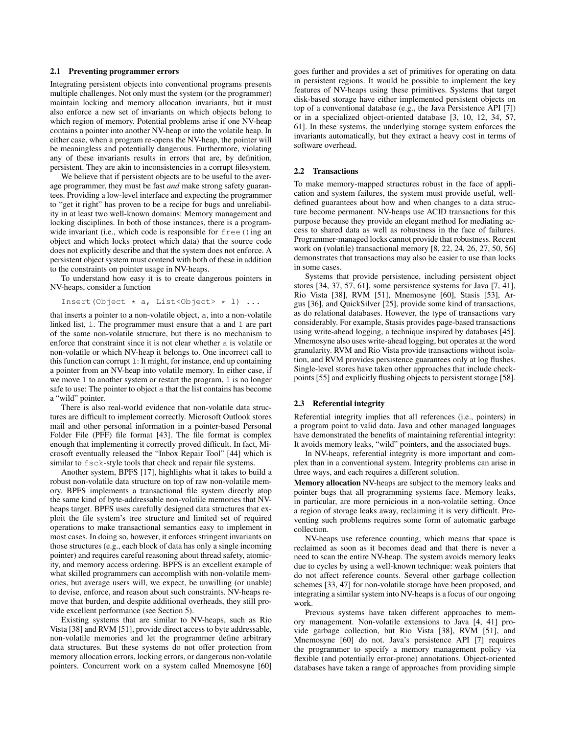### 2.1 Preventing programmer errors

Integrating persistent objects into conventional programs presents multiple challenges. Not only must the system (or the programmer) maintain locking and memory allocation invariants, but it must also enforce a new set of invariants on which objects belong to which region of memory. Potential problems arise if one NV-heap contains a pointer into another NV-heap or into the volatile heap. In either case, when a program re-opens the NV-heap, the pointer will be meaningless and potentially dangerous. Furthermore, violating any of these invariants results in errors that are, by definition, persistent. They are akin to inconsistencies in a corrupt filesystem.

We believe that if persistent objects are to be useful to the average programmer, they must be fast *and* make strong safety guarantees. Providing a low-level interface and expecting the programmer to "get it right" has proven to be a recipe for bugs and unreliability in at least two well-known domains: Memory management and locking disciplines. In both of those instances, there is a program-wide invariant (i.e., which code is responsible for `free()`ing an object and which locks protect which data) that the source code does not explicitly describe and that the system does not enforce. A persistent object system must contend with both of these in addition to the constraints on pointer usage in NV-heaps.

To understand how easy it is to create dangerous pointers in NV-heaps, consider a function

```
Insert(Object * a, List<Object> * l) ...
```

that inserts a pointer to a non-volatile object, `a`, into a non-volatile linked list, `l`. The programmer must ensure that `a` and `l` are part of the same non-volatile structure, but there is no mechanism to enforce that constraint since it is not clear whether `a` is volatile or non-volatile or which NV-heap it belongs to. One incorrect call to this function can corrupt `l`: It might, for instance, end up containing a pointer from an NV-heap into volatile memory. In either case, if we move `l` to another system or restart the program, `l` is no longer safe to use: The pointer to object `a` that the list contains has become a "wild" pointer.

There is also real-world evidence that non-volatile data structures are difficult to implement correctly. Microsoft Outlook stores mail and other personal information in a pointer-based Personal Folder File (PFF) file format [43]. The file format is complex enough that implementing it correctly proved difficult. In fact, Microsoft eventually released the "Inbox Repair Tool" [44] which is similar to `fsck`-style tools that check and repair file systems.

Another system, BPFS [17], highlights what it takes to build a robust non-volatile data structure on top of raw non-volatile memory. BPFS implements a transactional file system directly atop the same kind of byte-addressable non-volatile memories that NV-heaps target. BPFS uses carefully designed data structures that exploit the file system's tree structure and limited set of required operations to make transactional semantics easy to implement in most cases. In doing so, however, it enforces stringent invariants on those structures (e.g., each block of data has only a single incoming pointer) and requires careful reasoning about thread safety, atomicity, and memory access ordering. BPFS is an excellent example of what skilled programmers can accomplish with non-volatile memories, but average users will, we expect, be unwilling (or unable) to devise, enforce, and reason about such constraints. NV-heaps remove that burden, and despite additional overheads, they still provide excellent performance (see Section 5).

Existing systems that are similar to NV-heaps, such as Rio Vista [38] and RVM [51], provide direct access to byte addressable, non-volatile memories and let the programmer define arbitrary data structures. But these systems do not offer protection from memory allocation errors, locking errors, or dangerous non-volatile pointers. Concurrent work on a system called Mnemosyne [60] goes further and provides a set of primitives for operating on data in persistent regions. It would be possible to implement the key features of NV-heaps using these primitives. Systems that target disk-based storage have either implemented persistent objects on top of a conventional database (e.g., the Java Persistence API [7]) or in a specialized object-oriented database [3, 10, 12, 34, 57, 61]. In these systems, the underlying storage system enforces the invariants automatically, but they extract a heavy cost in terms of software overhead.

### 2.2 Transactions

To make memory-mapped structures robust in the face of application and system failures, the system must provide useful, well-defined guarantees about how and when changes to a data structure become permanent. NV-heaps use ACID transactions for this purpose because they provide an elegant method for mediating access to shared data as well as robustness in the face of failures. Programmer-managed locks cannot provide that robustness. Recent work on (volatile) transactional memory [8, 22, 24, 26, 27, 50, 56] demonstrates that transactions may also be easier to use than locks in some cases.

Systems that provide persistence, including persistent object stores [34, 37, 57, 61], some persistence systems for Java [7, 41], Rio Vista [38], RVM [51], Mnemosyne [60], Stasis [53], Argus [36], and QuickSilver [25], provide some kind of transactions, as do relational databases. However, the type of transactions vary considerably. For example, Stasis provides page-based transactions using write-ahead logging, a technique inspired by databases [45]. Mnemosyne also uses write-ahead logging, but operates at the word granularity. RVM and Rio Vista provide transactions without isolation, and RVM provides persistence guarantees only at log flushes. Single-level stores have taken other approaches that include checkpoints [55] and explicitly flushing objects to persistent storage [58].

### 2.3 Referential integrity

Referential integrity implies that all references (i.e., pointers) in a program point to valid data. Java and other managed languages have demonstrated the benefits of maintaining referential integrity: It avoids memory leaks, "wild" pointers, and the associated bugs.

In NV-heaps, referential integrity is more important and complex than in a conventional system. Integrity problems can arise in three ways, and each requires a different solution.

**Memory allocation** NV-heaps are subject to the memory leaks and pointer bugs that all programming systems face. Memory leaks, in particular, are more pernicious in a non-volatile setting. Once a region of storage leaks away, reclaiming it is very difficult. Preventing such problems requires some form of automatic garbage collection.

NV-heaps use reference counting, which means that space is reclaimed as soon as it becomes dead and that there is never a need to scan the entire NV-heap. The system avoids memory leaks due to cycles by using a well-known technique: weak pointers that do not affect reference counts. Several other garbage collection schemes [33, 47] for non-volatile storage have been proposed, and integrating a similar system into NV-heaps is a focus of our ongoing work.

Previous systems have taken different approaches to memory management. Non-volatile extensions to Java [4, 41] provide garbage collection, but Rio Vista [38], RVM [51], and Mnemosyne [60] do not. Java's persistence API [7] requires the programmer to specify a memory management policy via flexible (and potentially error-prone) annotations. Object-oriented databases have taken a range of approaches from providing simple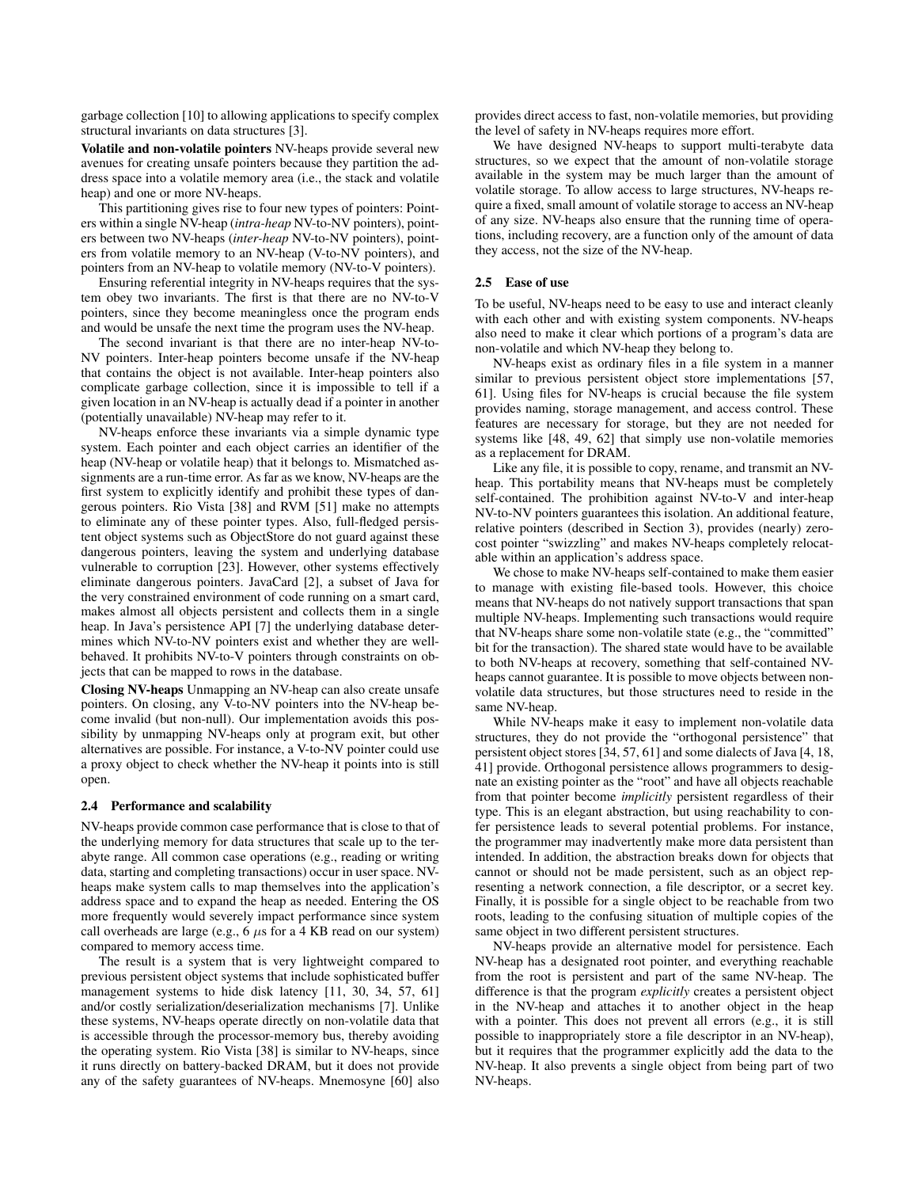garbage collection [10] to allowing applications to specify complex structural invariants on data structures [3].

**Volatile and non-volatile pointers** NV-heaps provide several new avenues for creating unsafe pointers because they partition the address space into a volatile memory area (i.e., the stack and volatile heap) and one or more NV-heaps.

This partitioning gives rise to four new types of pointers: Pointers within a single NV-heap (*intra-heap* NV-to-NV pointers), pointers between two NV-heaps (*inter-heap* NV-to-NV pointers), pointers from volatile memory to an NV-heap (V-to-NV pointers), and pointers from an NV-heap to volatile memory (NV-to-V pointers).

Ensuring referential integrity in NV-heaps requires that the system obey two invariants. The first is that there are no NV-to-V pointers, since they become meaningless once the program ends and would be unsafe the next time the program uses the NV-heap.

The second invariant is that there are no inter-heap NV-to-NV pointers. Inter-heap pointers become unsafe if the NV-heap that contains the object is not available. Inter-heap pointers also complicate garbage collection, since it is impossible to tell if a given location in an NV-heap is actually dead if a pointer in another (potentially unavailable) NV-heap may refer to it.

NV-heaps enforce these invariants via a simple dynamic type system. Each pointer and each object carries an identifier of the heap (NV-heap or volatile heap) that it belongs to. Mismatched assignments are a run-time error. As far as we know, NV-heaps are the first system to explicitly identify and prohibit these types of dangerous pointers. Rio Vista [38] and RVM [51] make no attempts to eliminate any of these pointer types. Also, full-fledged persistent object systems such as ObjectStore do not guard against these dangerous pointers, leaving the system and underlying database vulnerable to corruption [23]. However, other systems effectively eliminate dangerous pointers. JavaCard [2], a subset of Java for the very constrained environment of code running on a smart card, makes almost all objects persistent and collects them in a single heap. In Java's persistence API [7] the underlying database determines which NV-to-NV pointers exist and whether they are well-behaved. It prohibits NV-to-V pointers through constraints on objects that can be mapped to rows in the database.

**Closing NV-heaps** Unmapping an NV-heap can also create unsafe pointers. On closing, any V-to-NV pointers into the NV-heap become invalid (but non-null). Our implementation avoids this possibility by unmapping NV-heaps only at program exit, but other alternatives are possible. For instance, a V-to-NV pointer could use a proxy object to check whether the NV-heap it points into is still open.

### 2.4 Performance and scalability

NV-heaps provide common case performance that is close to that of the underlying memory for data structures that scale up to the terabyte range. All common case operations (e.g., reading or writing data, starting and completing transactions) occur in user space. NV-heaps make system calls to map themselves into the application's address space and to expand the heap as needed. Entering the OS more frequently would severely impact performance since system call overheads are large (e.g., 6 $\mu$s for a 4 KB read on our system) compared to memory access time.

The result is a system that is very lightweight compared to previous persistent object systems that include sophisticated buffer management systems to hide disk latency [11, 30, 34, 57, 61] and/or costly serialization/deserialization mechanisms [7]. Unlike these systems, NV-heaps operate directly on non-volatile data that is accessible through the processor-memory bus, thereby avoiding the operating system. Rio Vista [38] is similar to NV-heaps, since it runs directly on battery-backed DRAM, but it does not provide any of the safety guarantees of NV-heaps. Mnemosyne [60] also provides direct access to fast, non-volatile memories, but providing the level of safety in NV-heaps requires more effort.

We have designed NV-heaps to support multi-terabyte data structures, so we expect that the amount of non-volatile storage available in the system may be much larger than the amount of volatile storage. To allow access to large structures, NV-heaps require a fixed, small amount of volatile storage to access an NV-heap of any size. NV-heaps also ensure that the running time of operations, including recovery, are a function only of the amount of data they access, not the size of the NV-heap.

### 2.5 Ease of use

To be useful, NV-heaps need to be easy to use and interact cleanly with each other and with existing system components. NV-heaps also need to make it clear which portions of a program's data are non-volatile and which NV-heap they belong to.

NV-heaps exist as ordinary files in a file system in a manner similar to previous persistent object store implementations [57, 61]. Using files for NV-heaps is crucial because the file system provides naming, storage management, and access control. These features are necessary for storage, but they are not needed for systems like [48, 49, 62] that simply use non-volatile memories as a replacement for DRAM.

Like any file, it is possible to copy, rename, and transmit an NV-heap. This portability means that NV-heaps must be completely self-contained. The prohibition against NV-to-V and inter-heap NV-to-NV pointers guarantees this isolation. An additional feature, relative pointers (described in Section 3), provides (nearly) zero-cost pointer "swizzling" and makes NV-heaps completely relocatable within an application's address space.

We chose to make NV-heaps self-contained to make them easier to manage with existing file-based tools. However, this choice means that NV-heaps do not natively support transactions that span multiple NV-heaps. Implementing such transactions would require that NV-heaps share some non-volatile state (e.g., the "committed" bit for the transaction). The shared state would have to be available to both NV-heaps at recovery, something that self-contained NV-heaps cannot guarantee. It is possible to move objects between non-volatile data structures, but those structures need to reside in the same NV-heap.

While NV-heaps make it easy to implement non-volatile data structures, they do not provide the "orthogonal persistence" that persistent object stores [34, 57, 61] and some dialects of Java [4, 18, 41] provide. Orthogonal persistence allows programmers to designate an existing pointer as the "root" and have all objects reachable from that pointer become *implicitly* persistent regardless of their type. This is an elegant abstraction, but using reachability to confer persistence leads to several potential problems. For instance, the programmer may inadvertently make more data persistent than intended. In addition, the abstraction breaks down for objects that cannot or should not be made persistent, such as an object representing a network connection, a file descriptor, or a secret key. Finally, it is possible for a single object to be reachable from two roots, leading to the confusing situation of multiple copies of the same object in two different persistent structures.

NV-heaps provide an alternative model for persistence. Each NV-heap has a designated root pointer, and everything reachable from the root is persistent and part of the same NV-heap. The difference is that the program *explicitly* creates a persistent object in the NV-heap and attaches it to another object in the heap with a pointer. This does not prevent all errors (e.g., it is still possible to inappropriately store a file descriptor in an NV-heap), but it requires that the programmer explicitly add the data to the NV-heap. It also prevents a single object from being part of two NV-heaps.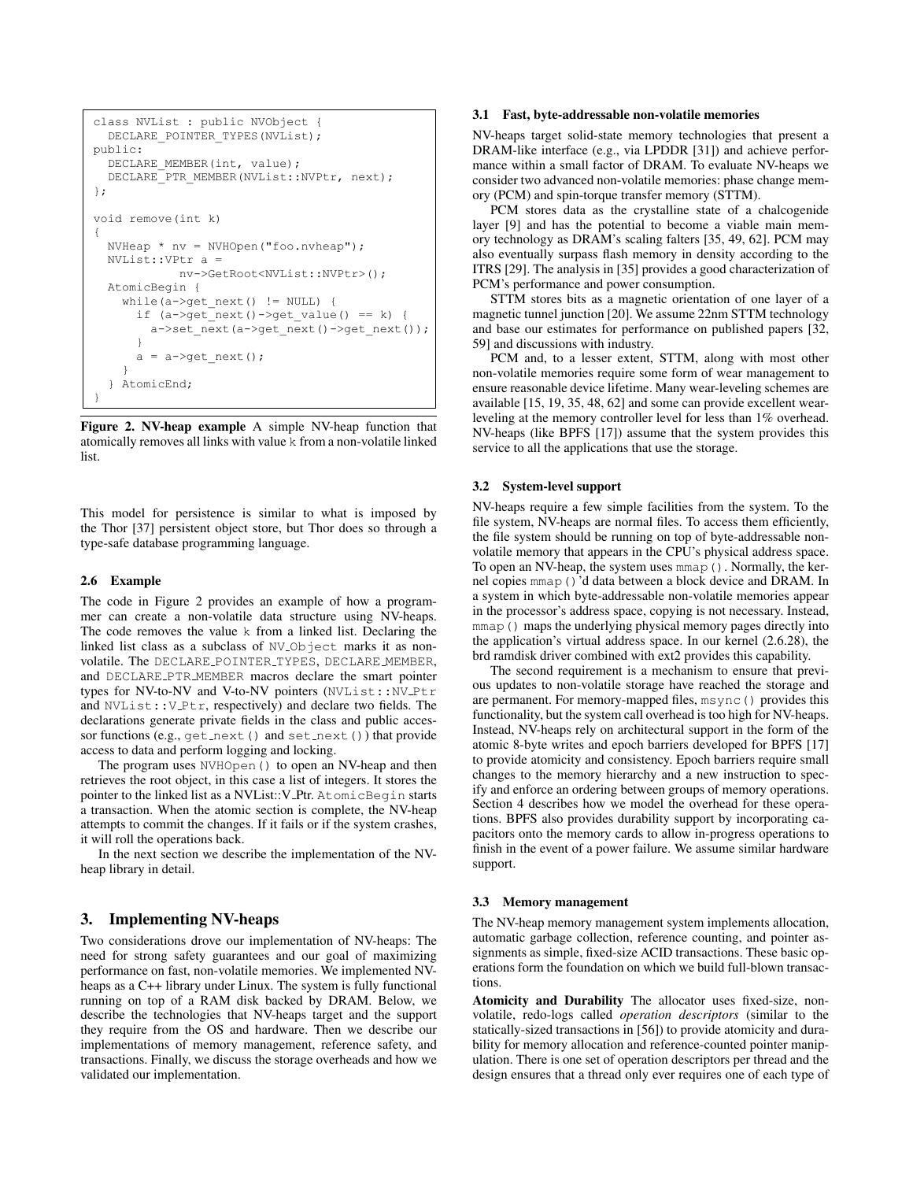```
class NVList : public NVObject {
  DECLARE_POINTER_TYPES(NVList);
public:
  DECLARE_MEMBER(int, value);
  DECLARE_PTR_MEMBER(NVList::NVPtr, next);
};

void remove(int k)
{
  NVHeap * nv = NVHOpen("foo.nvheap");
  NVList::VPtr a =
            nv->GetRoot<NVList::NVPtr>();
  AtomicBegin {
    while(a->get_next() != NULL) {
      if (a->get_next()->get_value() == k) {
        a->set_next(a->get_next()->get_next());
      }
      a = a->get_next();
    }
  } AtomicEnd;
}
```

**Figure 2. NV-heap example** A simple NV-heap function that atomically removes all links with value k from a non-volatile linked list.

This model for persistence is similar to what is imposed by the Thor [37] persistent object store, but Thor does so through a type-safe database programming language.

### 2.6 Example

The code in Figure 2 provides an example of how a programmer can create a non-volatile data structure using NV-heaps. The code removes the value k from a linked list. Declaring the linked list class as a subclass of NV_Object marks it as non-volatile. The DECLARE_POINTER_TYPES, DECLARE_MEMBER, and DECLARE_PTR_MEMBER macros declare the smart pointer types for NV-to-NV and V-to-NV pointers (NVList::NV_Ptr and NVList::V_Ptr, respectively) and declare two fields. The declarations generate private fields in the class and public accessor functions (e.g., get_next() and set_next()) that provide access to data and perform logging and locking.

The program uses NVHOpen() to open an NV-heap and then retrieves the root object, in this case a list of integers. It stores the pointer to the linked list as a NVList::V_Ptr. AtomicBegin starts a transaction. When the atomic section is complete, the NV-heap attempts to commit the changes. If it fails or if the system crashes, it will roll the operations back.

In the next section we describe the implementation of the NV-heap library in detail.

## 3. Implementing NV-heaps

Two considerations drove our implementation of NV-heaps: The need for strong safety guarantees and our goal of maximizing performance on fast, non-volatile memories. We implemented NV-heaps as a C++ library under Linux. The system is fully functional running on top of a RAM disk backed by DRAM. Below, we describe the technologies that NV-heaps target and the support they require from the OS and hardware. Then we describe our implementations of memory management, reference safety, and transactions. Finally, we discuss the storage overheads and how we validated our implementation.

### 3.1 Fast, byte-addressable non-volatile memories

NV-heaps target solid-state memory technologies that present a DRAM-like interface (e.g., via LPDDR [31]) and achieve performance within a small factor of DRAM. To evaluate NV-heaps we consider two advanced non-volatile memories: phase change memory (PCM) and spin-torque transfer memory (STTM).

PCM stores data as the crystalline state of a chalcogenide layer [9] and has the potential to become a viable main memory technology as DRAM's scaling falters [35, 49, 62]. PCM may also eventually surpass flash memory in density according to the ITRS [29]. The analysis in [35] provides a good characterization of PCM's performance and power consumption.

STTM stores bits as a magnetic orientation of one layer of a magnetic tunnel junction [20]. We assume 22nm STTM technology and base our estimates for performance on published papers [32, 59] and discussions with industry.

PCM and, to a lesser extent, STTM, along with most other non-volatile memories require some form of wear management to ensure reasonable device lifetime. Many wear-leveling schemes are available [15, 19, 35, 48, 62] and some can provide excellent wear-leveling at the memory controller level for less than 1% overhead. NV-heaps (like BPFS [17]) assume that the system provides this service to all the applications that use the storage.

### 3.2 System-level support

NV-heaps require a few simple facilities from the system. To the file system, NV-heaps are normal files. To access them efficiently, the file system should be running on top of byte-addressable non-volatile memory that appears in the CPU's physical address space. To open an NV-heap, the system uses mmap(). Normally, the kernel copies mmap()'d data between a block device and DRAM. In a system in which byte-addressable non-volatile memories appear in the processor's address space, copying is not necessary. Instead, mmap() maps the underlying physical memory pages directly into the application's virtual address space. In our kernel (2.6.28), the brd ramdisk driver combined with ext2 provides this capability.

The second requirement is a mechanism to ensure that previous updates to non-volatile storage have reached the storage and are permanent. For memory-mapped files, msync() provides this functionality, but the system call overhead is too high for NV-heaps. Instead, NV-heaps rely on architectural support in the form of the atomic 8-byte writes and epoch barriers developed for BPFS [17] to provide atomicity and consistency. Epoch barriers require small changes to the memory hierarchy and a new instruction to specify and enforce an ordering between groups of memory operations. Section 4 describes how we model the overhead for these operations. BPFS also provides durability support by incorporating capacitors onto the memory cards to allow in-progress operations to finish in the event of a power failure. We assume similar hardware support.

### 3.3 Memory management

The NV-heap memory management system implements allocation, automatic garbage collection, reference counting, and pointer assignments as simple, fixed-size ACID transactions. These basic operations form the foundation on which we build full-blown transactions.

**Atomicity and Durability** The allocator uses fixed-size, non-volatile, redo-logs called *operation descriptors* (similar to the statically-sized transactions in [56]) to provide atomicity and durability for memory allocation and reference-counted pointer manipulation. There is one set of operation descriptors per thread and the design ensures that a thread only ever requires one of each type of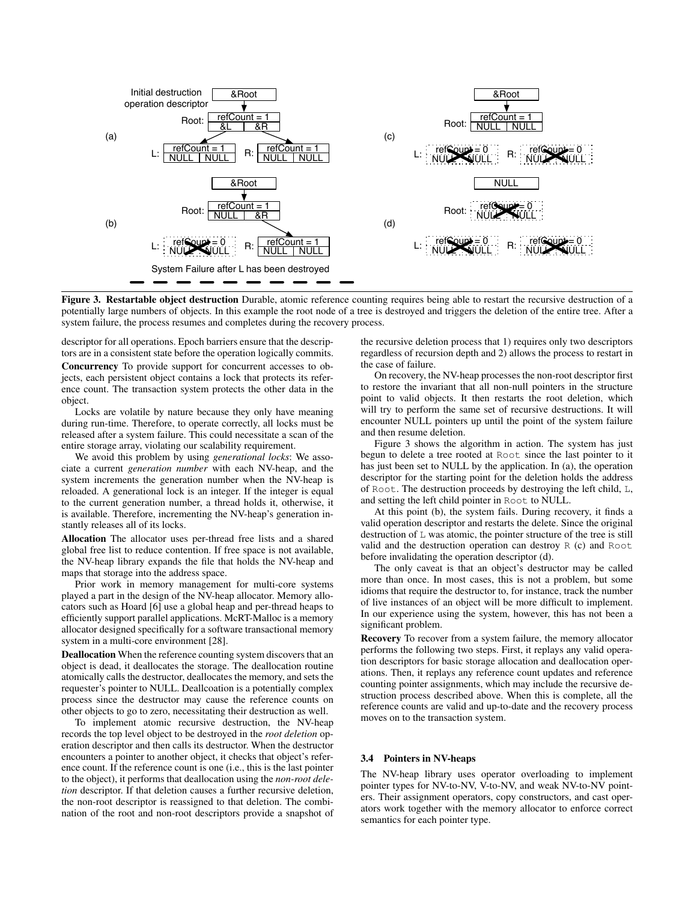Initial destruction operation descriptor

**Figure 3. Restartable object destruction** Durable, atomic reference counting requires being able to restart the recursive destruction of a potentially large numbers of objects. In this example the root node of a tree is destroyed and triggers the deletion of the entire tree. After a system failure, the process resumes and completes during the recovery process.

descriptor for all operations. Epoch barriers ensure that the descriptors are in a consistent state before the operation logically commits.

**Concurrency** To provide support for concurrent accesses to objects, each persistent object contains a lock that protects its reference count. The transaction system protects the other data in the object.

Locks are volatile by nature because they only have meaning during run-time. Therefore, to operate correctly, all locks must be released after a system failure. This could necessitate a scan of the entire storage array, violating our scalability requirement.

We avoid this problem by using *generational locks*: We associate a current *generation number* with each NV-heap, and the system increments the generation number when the NV-heap is reloaded. A generational lock is an integer. If the integer is equal to the current generation number, a thread holds it, otherwise, it is available. Therefore, incrementing the NV-heap's generation instantly releases all of its locks.

**Allocation** The allocator uses per-thread free lists and a shared global free list to reduce contention. If free space is not available, the NV-heap library expands the file that holds the NV-heap and maps that storage into the address space.

Prior work in memory management for multi-core systems played a part in the design of the NV-heap allocator. Memory allocators such as Hoard [6] use a global heap and per-thread heaps to efficiently support parallel applications. McRT-Malloc is a memory allocator designed specifically for a software transactional memory system in a multi-core environment [28].

**Deallocation** When the reference counting system discovers that an object is dead, it deallocates the storage. The deallocation routine atomically calls the destructor, deallocates the memory, and sets the requester's pointer to NULL. Deallcoation is a potentially complex process since the destructor may cause the reference counts on other objects to go to zero, necessitating their destruction as well.

To implement atomic recursive destruction, the NV-heap records the top level object to be destroyed in the *root deletion* operation descriptor and then calls its destructor. When the destructor encounters a pointer to another object, it checks that object's reference count. If the reference count is one (i.e., this is the last pointer to the object), it performs that deallocation using the *non-root deletion* descriptor. If that deletion causes a further recursive deletion, the non-root descriptor is reassigned to that deletion. The combination of the root and non-root descriptors provide a snapshot of the recursive deletion process that 1) requires only two descriptors regardless of recursion depth and 2) allows the process to restart in the case of failure.

On recovery, the NV-heap processes the non-root descriptor first to restore the invariant that all non-null pointers in the structure point to valid objects. It then restarts the root deletion, which will try to perform the same set of recursive destructions. It will encounter NULL pointers up until the point of the system failure and then resume deletion.

Figure 3 shows the algorithm in action. The system has just begun to delete a tree rooted at `Root` since the last pointer to it has just been set to NULL by the application. In (a), the operation descriptor for the starting point for the deletion holds the address of `Root`. The destruction proceeds by destroying the left child, `L`, and setting the left child pointer in `Root` to NULL.

At this point (b), the system fails. During recovery, it finds a valid operation descriptor and restarts the delete. Since the original destruction of `L` was atomic, the pointer structure of the tree is still valid and the destruction operation can destroy `R` (c) and `Root` before invalidating the operation descriptor (d).

The only caveat is that an object's destructor may be called more than once. In most cases, this is not a problem, but some idioms that require the destructor to, for instance, track the number of live instances of an object will be more difficult to implement. In our experience using the system, however, this has not been a significant problem.

**Recovery** To recover from a system failure, the memory allocator performs the following two steps. First, it replays any valid operation descriptors for basic storage allocation and deallocation operations. Then, it replays any reference count updates and reference counting pointer assignments, which may include the recursive destruction process described above. When this is complete, all the reference counts are valid and up-to-date and the recovery process moves on to the transaction system.

### 3.4 Pointers in NV-heaps

The NV-heap library uses operator overloading to implement pointer types for NV-to-NV, V-to-NV, and weak NV-to-NV pointers. Their assignment operators, copy constructors, and cast operators work together with the memory allocator to enforce correct semantics for each pointer type.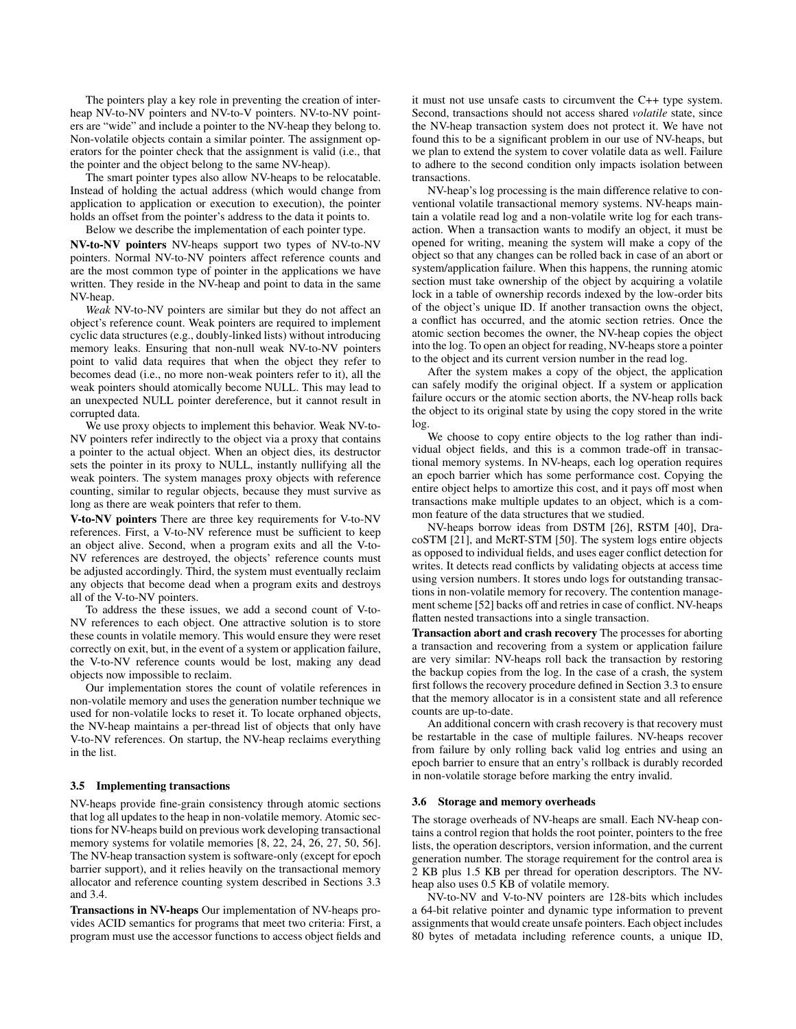The pointers play a key role in preventing the creation of inter-heap NV-to-NV pointers and NV-to-V pointers. NV-to-NV pointers are "wide" and include a pointer to the NV-heap they belong to. Non-volatile objects contain a similar pointer. The assignment operators for the pointer check that the assignment is valid (i.e., that the pointer and the object belong to the same NV-heap).

The smart pointer types also allow NV-heaps to be relocatable. Instead of holding the actual address (which would change from application to application or execution to execution), the pointer holds an offset from the pointer's address to the data it points to.

Below we describe the implementation of each pointer type.

**NV-to-NV pointers** NV-heaps support two types of NV-to-NV pointers. Normal NV-to-NV pointers affect reference counts and are the most common type of pointer in the applications we have written. They reside in the NV-heap and point to data in the same NV-heap.

*Weak* NV-to-NV pointers are similar but they do not affect an object's reference count. Weak pointers are required to implement cyclic data structures (e.g., doubly-linked lists) without introducing memory leaks. Ensuring that non-null weak NV-to-NV pointers point to valid data requires that when the object they refer to becomes dead (i.e., no more non-weak pointers refer to it), all the weak pointers should atomically become NULL. This may lead to an unexpected NULL pointer dereference, but it cannot result in corrupted data.

We use proxy objects to implement this behavior. Weak NV-to-NV pointers refer indirectly to the object via a proxy that contains a pointer to the actual object. When an object dies, its destructor sets the pointer in its proxy to NULL, instantly nullifying all the weak pointers. The system manages proxy objects with reference counting, similar to regular objects, because they must survive as long as there are weak pointers that refer to them.

**V-to-NV pointers** There are three key requirements for V-to-NV references. First, a V-to-NV reference must be sufficient to keep an object alive. Second, when a program exits and all the V-to-NV references are destroyed, the objects' reference counts must be adjusted accordingly. Third, the system must eventually reclaim any objects that become dead when a program exits and destroys all of the V-to-NV pointers.

To address the these issues, we add a second count of V-to-NV references to each object. One attractive solution is to store these counts in volatile memory. This would ensure they were reset correctly on exit, but, in the event of a system or application failure, the V-to-NV reference counts would be lost, making any dead objects now impossible to reclaim.

Our implementation stores the count of volatile references in non-volatile memory and uses the generation number technique we used for non-volatile locks to reset it. To locate orphaned objects, the NV-heap maintains a per-thread list of objects that only have V-to-NV references. On startup, the NV-heap reclaims everything in the list.

### 3.5 Implementing transactions

NV-heaps provide fine-grain consistency through atomic sections that log all updates to the heap in non-volatile memory. Atomic sections for NV-heaps build on previous work developing transactional memory systems for volatile memories [8, 22, 24, 26, 27, 50, 56]. The NV-heap transaction system is software-only (except for epoch barrier support), and it relies heavily on the transactional memory allocator and reference counting system described in Sections 3.3 and 3.4.

**Transactions in NV-heaps** Our implementation of NV-heaps provides ACID semantics for programs that meet two criteria: First, a program must use the accessor functions to access object fields and it must not use unsafe casts to circumvent the C++ type system. Second, transactions should not access shared *volatile* state, since the NV-heap transaction system does not protect it. We have not found this to be a significant problem in our use of NV-heaps, but we plan to extend the system to cover volatile data as well. Failure to adhere to the second condition only impacts isolation between transactions.

NV-heap's log processing is the main difference relative to conventional volatile transactional memory systems. NV-heaps maintain a volatile read log and a non-volatile write log for each transaction. When a transaction wants to modify an object, it must be opened for writing, meaning the system will make a copy of the object so that any changes can be rolled back in case of an abort or system/application failure. When this happens, the running atomic section must take ownership of the object by acquiring a volatile lock in a table of ownership records indexed by the low-order bits of the object's unique ID. If another transaction owns the object, a conflict has occurred, and the atomic section retries. Once the atomic section becomes the owner, the NV-heap copies the object into the log. To open an object for reading, NV-heaps store a pointer to the object and its current version number in the read log.

After the system makes a copy of the object, the application can safely modify the original object. If a system or application failure occurs or the atomic section aborts, the NV-heap rolls back the object to its original state by using the copy stored in the write log.

We choose to copy entire objects to the log rather than individual object fields, and this is a common trade-off in transactional memory systems. In NV-heaps, each log operation requires an epoch barrier which has some performance cost. Copying the entire object helps to amortize this cost, and it pays off most when transactions make multiple updates to an object, which is a common feature of the data structures that we studied.

NV-heaps borrow ideas from DSTM [26], RSTM [40], DracoSTM [21], and McRT-STM [50]. The system logs entire objects as opposed to individual fields, and uses eager conflict detection for writes. It detects read conflicts by validating objects at access time using version numbers. It stores undo logs for outstanding transactions in non-volatile memory for recovery. The contention management scheme [52] backs off and retries in case of conflict. NV-heaps flatten nested transactions into a single transaction.

**Transaction abort and crash recovery** The processes for aborting a transaction and recovering from a system or application failure are very similar: NV-heaps roll back the transaction by restoring the backup copies from the log. In the case of a crash, the system first follows the recovery procedure defined in Section 3.3 to ensure that the memory allocator is in a consistent state and all reference counts are up-to-date.

An additional concern with crash recovery is that recovery must be restartable in the case of multiple failures. NV-heaps recover from failure by only rolling back valid log entries and using an epoch barrier to ensure that an entry's rollback is durably recorded in non-volatile storage before marking the entry invalid.

### 3.6 Storage and memory overheads

The storage overheads of NV-heaps are small. Each NV-heap contains a control region that holds the root pointer, pointers to the free lists, the operation descriptors, version information, and the current generation number. The storage requirement for the control area is 2 KB plus 1.5 KB per thread for operation descriptors. The NV-heap also uses 0.5 KB of volatile memory.

NV-to-NV and V-to-NV pointers are 128-bits which includes a 64-bit relative pointer and dynamic type information to prevent assignments that would create unsafe pointers. Each object includes 80 bytes of metadata including reference counts, a unique ID,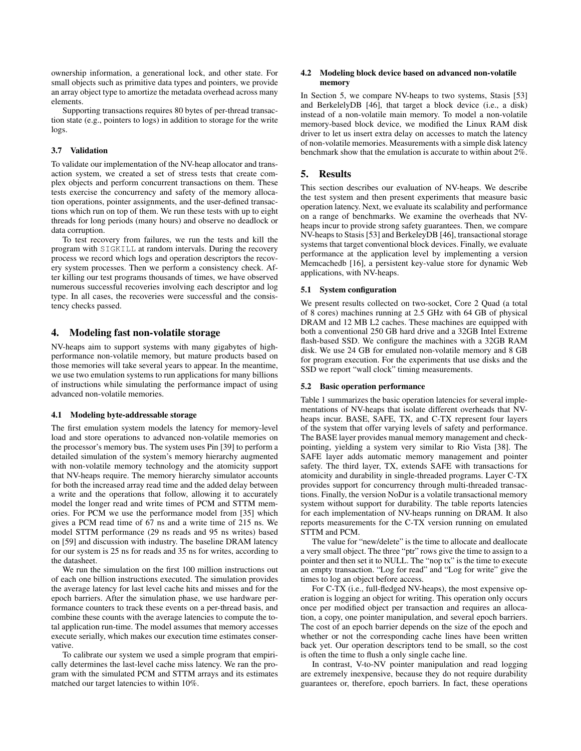ownership information, a generational lock, and other state. For small objects such as primitive data types and pointers, we provide an array object type to amortize the metadata overhead across many elements.

Supporting transactions requires 80 bytes of per-thread transaction state (e.g., pointers to logs) in addition to storage for the write logs.

### 3.7 Validation

To validate our implementation of the NV-heap allocator and transaction system, we created a set of stress tests that create complex objects and perform concurrent transactions on them. These tests exercise the concurrency and safety of the memory allocation operations, pointer assignments, and the user-defined transactions which run on top of them. We run these tests with up to eight threads for long periods (many hours) and observe no deadlock or data corruption.

To test recovery from failures, we run the tests and kill the program with SIGKILL at random intervals. During the recovery process we record which logs and operation descriptors the recovery system processes. Then we perform a consistency check. After killing our test programs thousands of times, we have observed numerous successful recoveries involving each descriptor and log type. In all cases, the recoveries were successful and the consistency checks passed.

## 4. Modeling fast non-volatile storage

NV-heaps aim to support systems with many gigabytes of high-performance non-volatile memory, but mature products based on those memories will take several years to appear. In the meantime, we use two emulation systems to run applications for many billions of instructions while simulating the performance impact of using advanced non-volatile memories.

### 4.1 Modeling byte-addressable storage

The first emulation system models the latency for memory-level load and store operations to advanced non-volatile memories on the processor's memory bus. The system uses Pin [39] to perform a detailed simulation of the system's memory hierarchy augmented with non-volatile memory technology and the atomicity support that NV-heaps require. The memory hierarchy simulator accounts for both the increased array read time and the added delay between a write and the operations that follow, allowing it to accurately model the longer read and write times of PCM and STTM memories. For PCM we use the performance model from [35] which gives a PCM read time of 67 ns and a write time of 215 ns. We model STTM performance (29 ns reads and 95 ns writes) based on [59] and discussion with industry. The baseline DRAM latency for our system is 25 ns for reads and 35 ns for writes, according to the datasheet.

We run the simulation on the first 100 million instructions out of each one billion instructions executed. The simulation provides the average latency for last level cache hits and misses and for the epoch barriers. After the simulation phase, we use hardware performance counters to track these events on a per-thread basis, and combine these counts with the average latencies to compute the total application run-time. The model assumes that memory accesses execute serially, which makes our execution time estimates conservative.

To calibrate our system we used a simple program that empirically determines the last-level cache miss latency. We ran the program with the simulated PCM and STTM arrays and its estimates matched our target latencies to within 10%.

### 4.2 Modeling block device based on advanced non-volatile memory

In Section 5, we compare NV-heaps to two systems, Stasis [53] and BerkelelyDB [46], that target a block device (i.e., a disk) instead of a non-volatile main memory. To model a non-volatile memory-based block device, we modified the Linux RAM disk driver to let us insert extra delay on accesses to match the latency of non-volatile memories. Measurements with a simple disk latency benchmark show that the emulation is accurate to within about 2%.

## 5. Results

This section describes our evaluation of NV-heaps. We describe the test system and then present experiments that measure basic operation latency. Next, we evaluate its scalability and performance on a range of benchmarks. We examine the overheads that NV-heaps incur to provide strong safety guarantees. Then, we compare NV-heaps to Stasis [53] and BerkeleyDB [46], transactional storage systems that target conventional block devices. Finally, we evaluate performance at the application level by implementing a version Memcachedb [16], a persistent key-value store for dynamic Web applications, with NV-heaps.

### 5.1 System configuration

We present results collected on two-socket, Core 2 Quad (a total of 8 cores) machines running at 2.5 GHz with 64 GB of physical DRAM and 12 MB L2 caches. These machines are equipped with both a conventional 250 GB hard drive and a 32GB Intel Extreme flash-based SSD. We configure the machines with a 32GB RAM disk. We use 24 GB for emulated non-volatile memory and 8 GB for program execution. For the experiments that use disks and the SSD we report "wall clock" timing measurements.

### 5.2 Basic operation performance

Table 1 summarizes the basic operation latencies for several implementations of NV-heaps that isolate different overheads that NV-heaps incur. BASE, SAFE, TX, and C-TX represent four layers of the system that offer varying levels of safety and performance. The BASE layer provides manual memory management and checkpointing, yielding a system very similar to Rio Vista [38]. The SAFE layer adds automatic memory management and pointer safety. The third layer, TX, extends SAFE with transactions for atomicity and durability in single-threaded programs. Layer C-TX provides support for concurrency through multi-threaded transactions. Finally, the version NoDur is a volatile transactional memory system without support for durability. The table reports latencies for each implementation of NV-heaps running on DRAM. It also reports measurements for the C-TX version running on emulated STTM and PCM.

The value for "new/delete" is the time to allocate and deallocate a very small object. The three "ptr" rows give the time to assign to a pointer and then set it to NULL. The "nop tx" is the time to execute an empty transaction. "Log for read" and "Log for write" give the times to log an object before access.

For C-TX (i.e., full-fledged NV-heaps), the most expensive operation is logging an object for writing. This operation only occurs once per modified object per transaction and requires an allocation, a copy, one pointer manipulation, and several epoch barriers. The cost of an epoch barrier depends on the size of the epoch and whether or not the corresponding cache lines have been written back yet. Our operation descriptors tend to be small, so the cost is often the time to flush a only single cache line.

In contrast, V-to-NV pointer manipulation and read logging are extremely inexpensive, because they do not require durability guarantees or, therefore, epoch barriers. In fact, these operations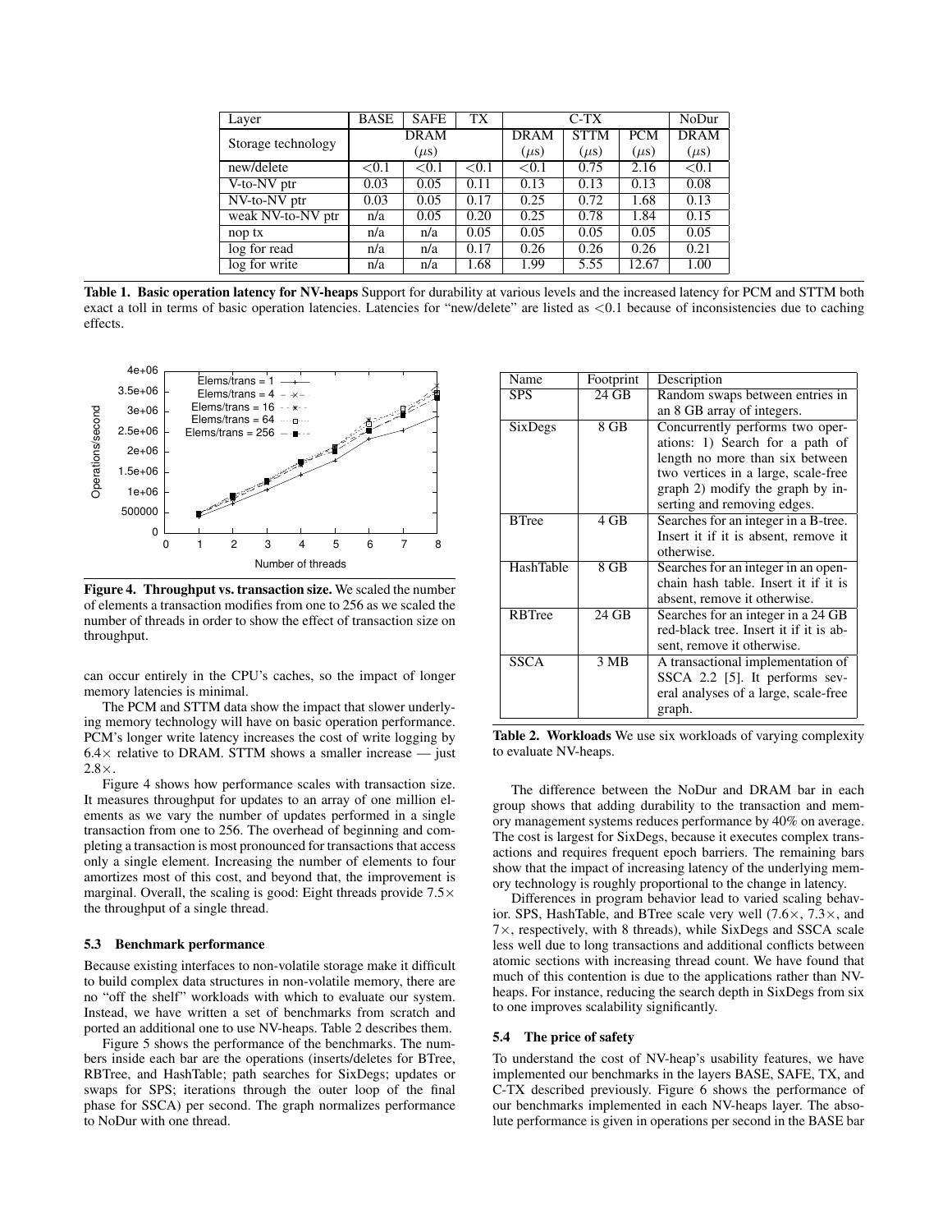| Layer | BASE | SAFE | TX | C-TX | | | NoDur |
|---|---|---|---|---|---|---|---|
| Storage technology | DRAM ($\mu$s) | | | DRAM ($\mu$s) | STTM ($\mu$s) | PCM ($\mu$s) | DRAM ($\mu$s) |
| new/delete | <0.1 | <0.1 | <0.1 | <0.1 | 0.75 | 2.16 | <0.1 |
| V-to-NV ptr | 0.03 | 0.05 | 0.11 | 0.13 | 0.13 | 0.13 | 0.08 |
| NV-to-NV ptr | 0.03 | 0.05 | 0.17 | 0.25 | 0.72 | 1.68 | 0.13 |
| weak NV-to-NV ptr | n/a | 0.05 | 0.20 | 0.25 | 0.78 | 1.84 | 0.15 |
| nop tx | n/a | n/a | 0.05 | 0.05 | 0.05 | 0.05 | 0.05 |
| log for read | n/a | n/a | 0.17 | 0.26 | 0.26 | 0.26 | 0.21 |
| log for write | n/a | n/a | 1.68 | 1.99 | 5.55 | 12.67 | 1.00 |

**Table 1. Basic operation latency for NV-heaps** Support for durability at various levels and the increased latency for PCM and STTM both exact a toll in terms of basic operation latencies. Latencies for "new/delete" are listed as <0.1 because of inconsistencies due to caching effects.

**Figure 4. Throughput vs. transaction size.** We scaled the number of elements a transaction modifies from one to 256 as we scaled the number of threads in order to show the effect of transaction size on throughput.

can occur entirely in the CPU's caches, so the impact of longer memory latencies is minimal.

The PCM and STTM data show the impact that slower underlying memory technology will have on basic operation performance. PCM's longer write latency increases the cost of write logging by 6.4× relative to DRAM. STTM shows a smaller increase — just 2.8×.

Figure 4 shows how performance scales with transaction size. It measures throughput for updates to an array of one million elements as we vary the number of updates performed in a single transaction from one to 256. The overhead of beginning and completing a transaction is most pronounced for transactions that access only a single element. Increasing the number of elements to four amortizes most of this cost, and beyond that, the improvement is marginal. Overall, the scaling is good: Eight threads provide 7.5× the throughput of a single thread.

### 5.3 Benchmark performance

Because existing interfaces to non-volatile storage make it difficult to build complex data structures in non-volatile memory, there are no "off the shelf" workloads with which to evaluate our system. Instead, we have written a set of benchmarks from scratch and ported an additional one to use NV-heaps. Table 2 describes them.

Figure 5 shows the performance of the benchmarks. The numbers inside each bar are the operations (inserts/deletes for BTree, RBTree, and HashTable; path searches for SixDegs; updates or swaps for SPS; iterations through the outer loop of the final phase for SSCA) per second. The graph normalizes performance to NoDur with one thread.

| Name | Footprint | Description |
|---|---|---|
| SPS | 24 GB | Random swaps between entries in an 8 GB array of integers. |
| SixDegs | 8 GB | Concurrently performs two operations: 1) Search for a path of length no more than six between two vertices in a large, scale-free graph 2) modify the graph by inserting and removing edges. |
| BTree | 4 GB | Searches for an integer in a B-tree. Insert it if it is absent, remove it otherwise. |
| HashTable | 8 GB | Searches for an integer in an open-chain hash table. Insert it if it is absent, remove it otherwise. |
| RBTree | 24 GB | Searches for an integer in a 24 GB red-black tree. Insert it if it is absent, remove it otherwise. |
| SSCA | 3 MB | A transactional implementation of SSCA 2.2 [5]. It performs several analyses of a large, scale-free graph. |

**Table 2. Workloads** We use six workloads of varying complexity to evaluate NV-heaps.

The difference between the NoDur and DRAM bar in each group shows that adding durability to the transaction and memory management systems reduces performance by 40% on average. The cost is largest for SixDegs, because it executes complex transactions and requires frequent epoch barriers. The remaining bars show that the impact of increasing latency of the underlying memory technology is roughly proportional to the change in latency.

Differences in program behavior lead to varied scaling behavior. SPS, HashTable, and BTree scale very well (7.6×, 7.3×, and 7×, respectively, with 8 threads), while SixDegs and SSCA scale less well due to long transactions and additional conflicts between atomic sections with increasing thread count. We have found that much of this contention is due to the applications rather than NV-heaps. For instance, reducing the search depth in SixDegs from six to one improves scalability significantly.

### 5.4 The price of safety

To understand the cost of NV-heap's usability features, we have implemented our benchmarks in the layers BASE, SAFE, TX, and C-TX described previously. Figure 6 shows the performance of our benchmarks implemented in each NV-heaps layer. The absolute performance is given in operations per second in the BASE bar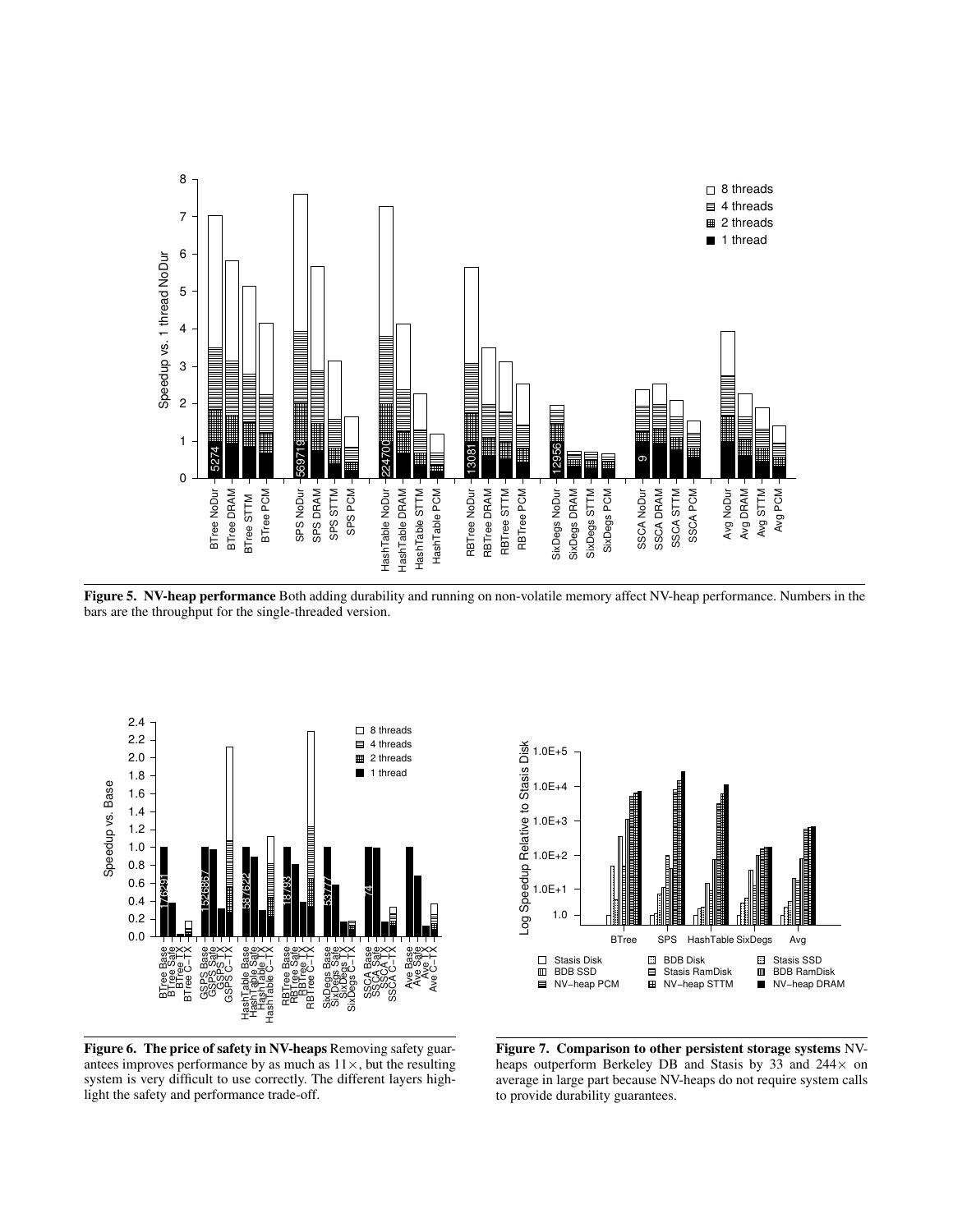**Figure 5. NV-heap performance** Both adding durability and running on non-volatile memory affect NV-heap performance. Numbers in the bars are the throughput for the single-threaded version.

**Figure 6. The price of safety in NV-heaps** Removing safety guarantees improves performance by as much as 11×, but the resulting system is very difficult to use correctly. The different layers highlight the safety and performance trade-off.

**Figure 7. Comparison to other persistent storage systems** NV-heaps outperform Berkeley DB and Stasis by 33 and 244× on average in large part because NV-heaps do not require system calls to provide durability guarantees.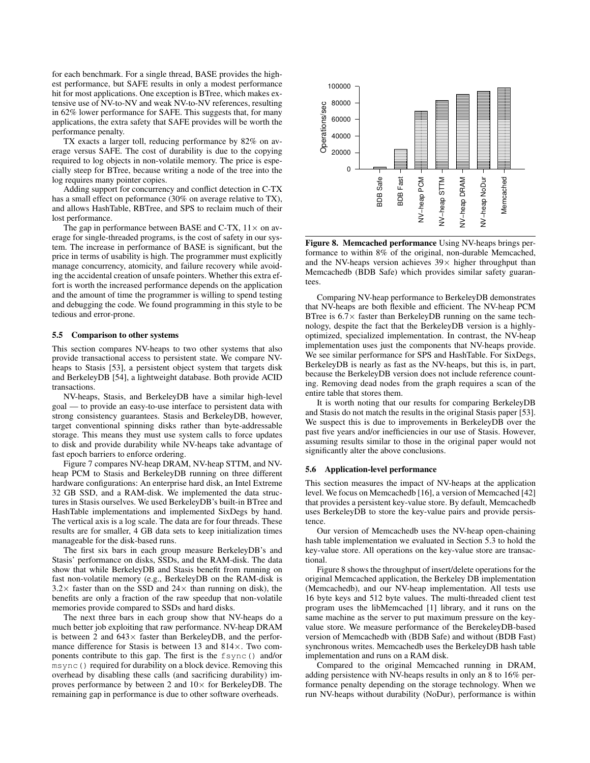for each benchmark. For a single thread, BASE provides the highest performance, but SAFE results in only a modest performance hit for most applications. One exception is BTree, which makes extensive use of NV-to-NV and weak NV-to-NV references, resulting in 62% lower performance for SAFE. This suggests that, for many applications, the extra safety that SAFE provides will be worth the performance penalty.

TX exacts a larger toll, reducing performance by 82% on average versus SAFE. The cost of durability is due to the copying required to log objects in non-volatile memory. The price is especially steep for BTree, because writing a node of the tree into the log requires many pointer copies.

Adding support for concurrency and conflict detection in C-TX has a small effect on peformance (30% on average relative to TX), and allows HashTable, RBTree, and SPS to reclaim much of their lost performance.

The gap in performance between BASE and C-TX, $11\times$ on average for single-threaded programs, is the cost of safety in our system. The increase in performance of BASE is significant, but the price in terms of usability is high. The programmer must explicitly manage concurrency, atomicity, and failure recovery while avoiding the accidental creation of unsafe pointers. Whether this extra effort is worth the increased performance depends on the application and the amount of time the programmer is willing to spend testing and debugging the code. We found programming in this style to be tedious and error-prone.

### 5.5 Comparison to other systems

This section compares NV-heaps to two other systems that also provide transactional access to persistent state. We compare NV-heaps to Stasis [53], a persistent object system that targets disk and BerkeleyDB [54], a lightweight database. Both provide ACID transactions.

NV-heaps, Stasis, and BerkeleyDB have a similar high-level goal — to provide an easy-to-use interface to persistent data with strong consistency guarantees. Stasis and BerkeleyDB, however, target conventional spinning disks rather than byte-addressable storage. This means they must use system calls to force updates to disk and provide durability while NV-heaps take advantage of fast epoch barriers to enforce ordering.

Figure 7 compares NV-heap DRAM, NV-heap STTM, and NV-heap PCM to Stasis and BerkeleyDB running on three different hardware configurations: An enterprise hard disk, an Intel Extreme 32 GB SSD, and a RAM-disk. We implemented the data structures in Stasis ourselves. We used BerkeleyDB's built-in BTree and HashTable implementations and implemented SixDegs by hand. The vertical axis is a log scale. The data are for four threads. These results are for smaller, 4 GB data sets to keep initialization times manageable for the disk-based runs.

The first six bars in each group measure BerkeleyDB's and Stasis' performance on disks, SSDs, and the RAM-disk. The data show that while BerkeleyDB and Stasis benefit from running on fast non-volatile memory (e.g., BerkeleyDB on the RAM-disk is $3.2\times$ faster than on the SSD and $24\times$ than running on disk), the benefits are only a fraction of the raw speedup that non-volatile memories provide compared to SSDs and hard disks.

The next three bars in each group show that NV-heaps do a much better job exploiting that raw performance. NV-heap DRAM is between 2 and $643\times$ faster than BerkeleyDB, and the performance difference for Stasis is between 13 and $814\times$. Two components contribute to this gap. The first is the `fsync()` and/or `msync()` required for durability on a block device. Removing this overhead by disabling these calls (and sacrificing durability) improves performance by between 2 and $10\times$ for BerkeleyDB. The remaining gap in performance is due to other software overheads.

**Figure 8. Memcached performance** Using NV-heaps brings performance to within 8% of the original, non-durable Memcached, and the NV-heaps version achieves $39\times$ higher throughput than Memcachedb (BDB Safe) which provides similar safety guarantees.

Comparing NV-heap performance to BerkeleyDB demonstrates that NV-heaps are both flexible and efficient. The NV-heap PCM BTree is $6.7\times$ faster than BerkeleyDB running on the same technology, despite the fact that the BerkeleyDB version is a highly-optimized, specialized implementation. In contrast, the NV-heap implementation uses just the components that NV-heaps provide. We see similar performance for SPS and HashTable. For SixDegs, BerkeleyDB is nearly as fast as the NV-heaps, but this is, in part, because the BerkeleyDB version does not include reference counting. Removing dead nodes from the graph requires a scan of the entire table that stores them.

It is worth noting that our results for comparing BerkeleyDB and Stasis do not match the results in the original Stasis paper [53]. We suspect this is due to improvements in BerkeleyDB over the past five years and/or inefficiencies in our use of Stasis. However, assuming results similar to those in the original paper would not significantly alter the above conclusions.

### 5.6 Application-level performance

This section measures the impact of NV-heaps at the application level. We focus on Memcachedb [16], a version of Memcached [42] that provides a persistent key-value store. By default, Memcachedb uses BerkeleyDB to store the key-value pairs and provide persistence.

Our version of Memcachedb uses the NV-heap open-chaining hash table implementation we evaluated in Section 5.3 to hold the key-value store. All operations on the key-value store are transactional.

Figure 8 shows the throughput of insert/delete operations for the original Memcached application, the Berkeley DB implementation (Memcachedb), and our NV-heap implementation. All tests use 16 byte keys and 512 byte values. The multi-threaded client test program uses the libMemcached [1] library, and it runs on the same machine as the server to put maximum pressure on the key-value store. We measure performance of the BerekeleyDB-based version of Memcachedb with (BDB Safe) and without (BDB Fast) synchronous writes. Memcachedb uses the BerkeleyDB hash table implementation and runs on a RAM disk.

Compared to the original Memcached running in DRAM, adding persistence with NV-heaps results in only an 8 to 16% performance penalty depending on the storage technology. When we run NV-heaps without durability (NoDur), performance is within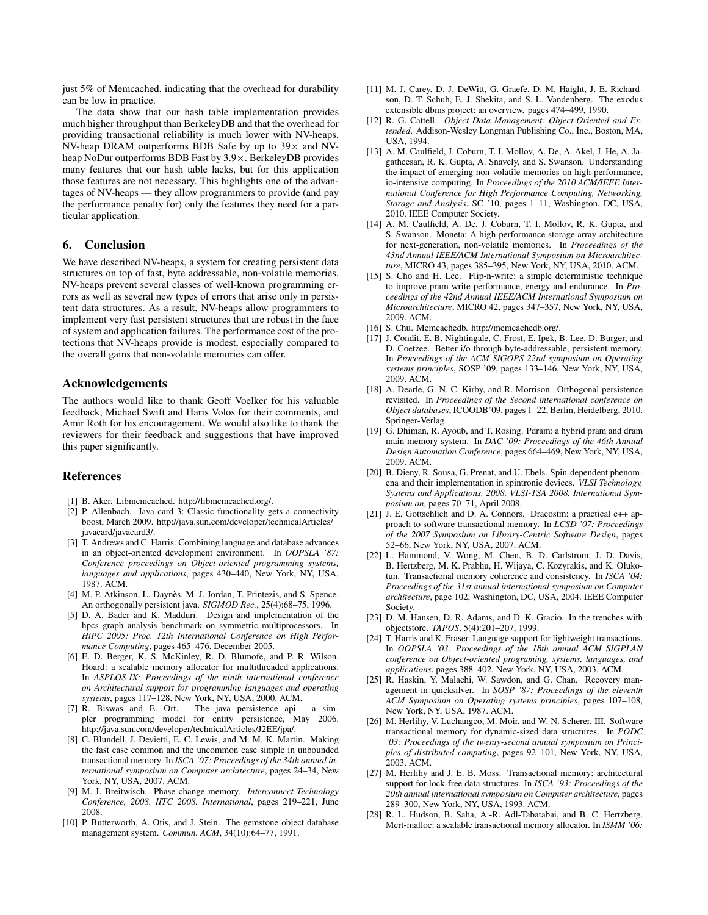just 5% of Memcached, indicating that the overhead for durability can be low in practice.

The data show that our hash table implementation provides much higher throughput than BerkeleyDB and that the overhead for providing transactional reliability is much lower with NV-heaps. NV-heap DRAM outperforms BDB Safe by up to 39× and NV-heap NoDur outperforms BDB Fast by 3.9×. BerkeleyDB provides many features that our hash table lacks, but for this application those features are not necessary. This highlights one of the advantages of NV-heaps — they allow programmers to provide (and pay the performance penalty for) only the features they need for a particular application.

## 6. Conclusion

We have described NV-heaps, a system for creating persistent data structures on top of fast, byte addressable, non-volatile memories. NV-heaps prevent several classes of well-known programming errors as well as several new types of errors that arise only in persistent data structures. As a result, NV-heaps allow programmers to implement very fast persistent structures that are robust in the face of system and application failures. The performance cost of the protections that NV-heaps provide is modest, especially compared to the overall gains that non-volatile memories can offer.

## Acknowledgements

The authors would like to thank Geoff Voelker for his valuable feedback, Michael Swift and Haris Volos for their comments, and Amir Roth for his encouragement. We would also like to thank the reviewers for their feedback and suggestions that have improved this paper significantly.

## References

[1] B. Aker. Libmemcached. http://libmemcached.org/.

[2] P. Allenbach. Java card 3: Classic functionality gets a connectivity boost, March 2009. http://java.sun.com/developer/technicalArticles/javacard/javacard3/.

[3] T. Andrews and C. Harris. Combining language and database advances in an object-oriented development environment. In *OOPSLA '87: Conference proceedings on Object-oriented programming systems, languages and applications*, pages 430–440, New York, NY, USA, 1987. ACM.

[4] M. P. Atkinson, L. Daynès, M. J. Jordan, T. Printezis, and S. Spence. An orthogonally persistent java. *SIGMOD Rec.*, 25(4):68–75, 1996.

[5] D. A. Bader and K. Madduri. Design and implementation of the hpcs graph analysis benchmark on symmetric multiprocessors. In *HiPC 2005: Proc. 12th International Conference on High Performance Computing*, pages 465–476, December 2005.

[6] E. D. Berger, K. S. McKinley, R. D. Blumofe, and P. R. Wilson. Hoard: a scalable memory allocator for multithreaded applications. In *ASPLOS-IX: Proceedings of the ninth international conference on Architectural support for programming languages and operating systems*, pages 117–128, New York, NY, USA, 2000. ACM.

[7] R. Biswas and E. Ort. The java persistence api - a simpler programming model for entity persistence, May 2006. http://java.sun.com/developer/technicalArticles/J2EE/jpa/.

[8] C. Blundell, J. Devietti, E. C. Lewis, and M. M. K. Martin. Making the fast case common and the uncommon case simple in unbounded transactional memory. In *ISCA '07: Proceedings of the 34th annual international symposium on Computer architecture*, pages 24–34, New York, NY, USA, 2007. ACM.

[9] M. J. Breitwisch. Phase change memory. *Interconnect Technology Conference, 2008. IITC 2008. International*, pages 219–221, June 2008.

[10] P. Butterworth, A. Otis, and J. Stein. The gemstone object database management system. *Commun. ACM*, 34(10):64–77, 1991.

[11] M. J. Carey, D. J. DeWitt, G. Graefe, D. M. Haight, J. E. Richardson, D. T. Schuh, E. J. Shekita, and S. L. Vandenberg. The exodus extensible dbms project: an overview. pages 474–499, 1990.

[12] R. G. Cattell. *Object Data Management: Object-Oriented and Extended*. Addison-Wesley Longman Publishing Co., Inc., Boston, MA, USA, 1994.

[13] A. M. Caulfield, J. Coburn, T. I. Mollov, A. De, A. Akel, J. He, A. Jagatheesan, R. K. Gupta, A. Snavely, and S. Swanson. Understanding the impact of emerging non-volatile memories on high-performance, io-intensive computing. In *Proceedings of the 2010 ACM/IEEE International Conference for High Performance Computing, Networking, Storage and Analysis*, SC '10, pages 1–11, Washington, DC, USA, 2010. IEEE Computer Society.

[14] A. M. Caulfield, A. De, J. Coburn, T. I. Mollov, R. K. Gupta, and S. Swanson. Moneta: A high-performance storage array architecture for next-generation, non-volatile memories. In *Proceedings of the 43nd Annual IEEE/ACM International Symposium on Microarchitecture*, MICRO 43, pages 385–395, New York, NY, USA, 2010. ACM.

[15] S. Cho and H. Lee. Flip-n-write: a simple deterministic technique to improve pram write performance, energy and endurance. In *Proceedings of the 42nd Annual IEEE/ACM International Symposium on Microarchitecture*, MICRO 42, pages 347–357, New York, NY, USA, 2009. ACM.

[16] S. Chu. Memcachedb. http://memcachedb.org/.

[17] J. Condit, E. B. Nightingale, C. Frost, E. Ipek, B. Lee, D. Burger, and D. Coetzee. Better i/o through byte-addressable, persistent memory. In *Proceedings of the ACM SIGOPS 22nd symposium on Operating systems principles*, SOSP '09, pages 133–146, New York, NY, USA, 2009. ACM.

[18] A. Dearle, G. N. C. Kirby, and R. Morrison. Orthogonal persistence revisited. In *Proceedings of the Second international conference on Object databases*, ICOODB'09, pages 1–22, Berlin, Heidelberg, 2010. Springer-Verlag.

[19] G. Dhiman, R. Ayoub, and T. Rosing. Pdram: a hybrid pram and dram main memory system. In *DAC '09: Proceedings of the 46th Annual Design Automation Conference*, pages 664–469, New York, NY, USA, 2009. ACM.

[20] B. Dieny, R. Sousa, G. Prenat, and U. Ebels. Spin-dependent phenomena and their implementation in spintronic devices. *VLSI Technology, Systems and Applications, 2008. VLSI-TSA 2008. International Symposium on*, pages 70–71, April 2008.

[21] J. E. Gottschlich and D. A. Connors. Dracostm: a practical c++ approach to software transactional memory. In *LCSD '07: Proceedings of the 2007 Symposium on Library-Centric Software Design*, pages 52–66, New York, NY, USA, 2007. ACM.

[22] L. Hammond, V. Wong, M. Chen, B. D. Carlstrom, J. D. Davis, B. Hertzberg, M. K. Prabhu, H. Wijaya, C. Kozyrakis, and K. Olukotun. Transactional memory coherence and consistency. In *ISCA '04: Proceedings of the 31st annual international symposium on Computer architecture*, page 102, Washington, DC, USA, 2004. IEEE Computer Society.

[23] D. M. Hansen, D. R. Adams, and D. K. Gracio. In the trenches with objectstore. *TAPOS*, 5(4):201–207, 1999.

[24] T. Harris and K. Fraser. Language support for lightweight transactions. In *OOPSLA '03: Proceedings of the 18th annual ACM SIGPLAN conference on Object-oriented programing, systems, languages, and applications*, pages 388–402, New York, NY, USA, 2003. ACM.

[25] R. Haskin, Y. Malachi, W. Sawdon, and G. Chan. Recovery management in quicksilver. In *SOSP '87: Proceedings of the eleventh ACM Symposium on Operating systems principles*, pages 107–108, New York, NY, USA, 1987. ACM.

[26] M. Herlihy, V. Luchangco, M. Moir, and W. N. Scherer, III. Software transactional memory for dynamic-sized data structures. In *PODC '03: Proceedings of the twenty-second annual symposium on Principles of distributed computing*, pages 92–101, New York, NY, USA, 2003. ACM.

[27] M. Herlihy and J. E. B. Moss. Transactional memory: architectural support for lock-free data structures. In *ISCA '93: Proceedings of the 20th annual international symposium on Computer architecture*, pages 289–300, New York, NY, USA, 1993. ACM.

[28] R. L. Hudson, B. Saha, A.-R. Adl-Tabatabai, and B. C. Hertzberg. Mcrt-malloc: a scalable transactional memory allocator. In *ISMM '06:*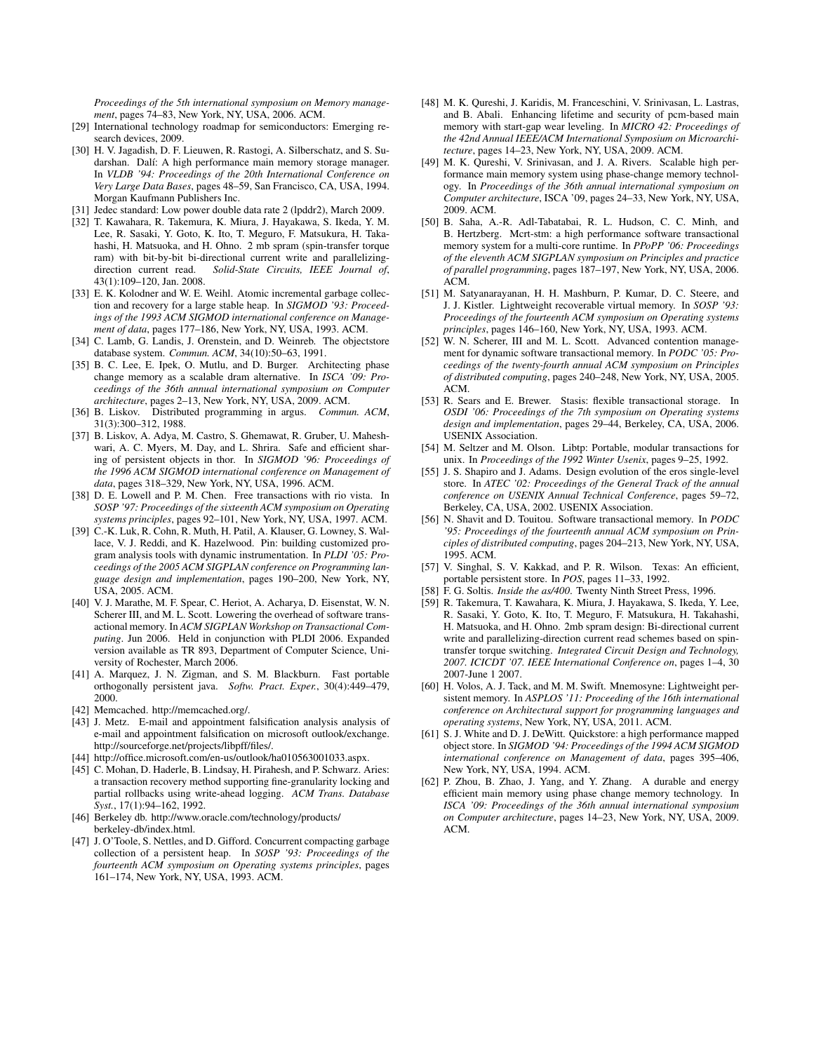*Proceedings of the 5th international symposium on Memory management*, pages 74–83, New York, NY, USA, 2006. ACM.

[29] International technology roadmap for semiconductors: Emerging research devices, 2009.

[30] H. V. Jagadish, D. F. Lieuwen, R. Rastogi, A. Silberschatz, and S. Sudarshan. Dalí: A high performance main memory storage manager. In *VLDB '94: Proceedings of the 20th International Conference on Very Large Data Bases*, pages 48–59, San Francisco, CA, USA, 1994. Morgan Kaufmann Publishers Inc.

[31] Jedec standard: Low power double data rate 2 (lpddr2), March 2009.

[32] T. Kawahara, R. Takemura, K. Miura, J. Hayakawa, S. Ikeda, Y. M. Lee, R. Sasaki, Y. Goto, K. Ito, T. Meguro, F. Matsukura, H. Takahashi, H. Matsuoka, and H. Ohno. 2 mb spram (spin-transfer torque ram) with bit-by-bit bi-directional current write and parallelizing-direction current read. *Solid-State Circuits, IEEE Journal of*, 43(1):109–120, Jan. 2008.

[33] E. K. Kolodner and W. E. Weihl. Atomic incremental garbage collection and recovery for a large stable heap. In *SIGMOD '93: Proceedings of the 1993 ACM SIGMOD international conference on Management of data*, pages 177–186, New York, NY, USA, 1993. ACM.

[34] C. Lamb, G. Landis, J. Orenstein, and D. Weinreb. The objectstore database system. *Commun. ACM*, 34(10):50–63, 1991.

[35] B. C. Lee, E. Ipek, O. Mutlu, and D. Burger. Architecting phase change memory as a scalable dram alternative. In *ISCA '09: Proceedings of the 36th annual international symposium on Computer architecture*, pages 2–13, New York, NY, USA, 2009. ACM.

[36] B. Liskov. Distributed programming in argus. *Commun. ACM*, 31(3):300–312, 1988.

[37] B. Liskov, A. Adya, M. Castro, S. Ghemawat, R. Gruber, U. Maheshwari, A. C. Myers, M. Day, and L. Shrira. Safe and efficient sharing of persistent objects in thor. In *SIGMOD '96: Proceedings of the 1996 ACM SIGMOD international conference on Management of data*, pages 318–329, New York, NY, USA, 1996. ACM.

[38] D. E. Lowell and P. M. Chen. Free transactions with rio vista. In *SOSP '97: Proceedings of the sixteenth ACM symposium on Operating systems principles*, pages 92–101, New York, NY, USA, 1997. ACM.

[39] C.-K. Luk, R. Cohn, R. Muth, H. Patil, A. Klauser, G. Lowney, S. Wallace, V. J. Reddi, and K. Hazelwood. Pin: building customized program analysis tools with dynamic instrumentation. In *PLDI '05: Proceedings of the 2005 ACM SIGPLAN conference on Programming language design and implementation*, pages 190–200, New York, NY, USA, 2005. ACM.

[40] V. J. Marathe, M. F. Spear, C. Heriot, A. Acharya, D. Eisenstat, W. N. Scherer III, and M. L. Scott. Lowering the overhead of software transactional memory. In *ACM SIGPLAN Workshop on Transactional Computing*. Jun 2006. Held in conjunction with PLDI 2006. Expanded version available as TR 893, Department of Computer Science, University of Rochester, March 2006.

[41] A. Marquez, J. N. Zigman, and S. M. Blackburn. Fast portable orthogonally persistent java. *Softw. Pract. Exper.*, 30(4):449–479, 2000.

[42] Memcached. http://memcached.org/.

[43] J. Metz. E-mail and appointment falsification analysis analysis of e-mail and appointment falsification on microsoft outlook/exchange. http://sourceforge.net/projects/libpff/files/.

[44] http://office.microsoft.com/en-us/outlook/ha010563001033.aspx.

[45] C. Mohan, D. Haderle, B. Lindsay, H. Pirahesh, and P. Schwarz. Aries: a transaction recovery method supporting fine-granularity locking and partial rollbacks using write-ahead logging. *ACM Trans. Database Syst.*, 17(1):94–162, 1992.

[46] Berkeley db. http://www.oracle.com/technology/products/berkeley-db/index.html.

[47] J. O'Toole, S. Nettles, and D. Gifford. Concurrent compacting garbage collection of a persistent heap. In *SOSP '93: Proceedings of the fourteenth ACM symposium on Operating systems principles*, pages 161–174, New York, NY, USA, 1993. ACM.

[48] M. K. Qureshi, J. Karidis, M. Franceschini, V. Srinivasan, L. Lastras, and B. Abali. Enhancing lifetime and security of pcm-based main memory with start-gap wear leveling. In *MICRO 42: Proceedings of the 42nd Annual IEEE/ACM International Symposium on Microarchitecture*, pages 14–23, New York, NY, USA, 2009. ACM.

[49] M. K. Qureshi, V. Srinivasan, and J. A. Rivers. Scalable high performance main memory system using phase-change memory technology. In *Proceedings of the 36th annual international symposium on Computer architecture*, ISCA '09, pages 24–33, New York, NY, USA, 2009. ACM.

[50] B. Saha, A.-R. Adl-Tabatabai, R. L. Hudson, C. C. Minh, and B. Hertzberg. Mcrt-stm: a high performance software transactional memory system for a multi-core runtime. In *PPoPP '06: Proceedings of the eleventh ACM SIGPLAN symposium on Principles and practice of parallel programming*, pages 187–197, New York, NY, USA, 2006. ACM.

[51] M. Satyanarayanan, H. H. Mashburn, P. Kumar, D. C. Steere, and J. J. Kistler. Lightweight recoverable virtual memory. In *SOSP '93: Proceedings of the fourteenth ACM symposium on Operating systems principles*, pages 146–160, New York, NY, USA, 1993. ACM.

[52] W. N. Scherer, III and M. L. Scott. Advanced contention management for dynamic software transactional memory. In *PODC '05: Proceedings of the twenty-fourth annual ACM symposium on Principles of distributed computing*, pages 240–248, New York, NY, USA, 2005. ACM.

[53] R. Sears and E. Brewer. Stasis: flexible transactional storage. In *OSDI '06: Proceedings of the 7th symposium on Operating systems design and implementation*, pages 29–44, Berkeley, CA, USA, 2006. USENIX Association.

[54] M. Seltzer and M. Olson. Libtp: Portable, modular transactions for unix. In *Proceedings of the 1992 Winter Usenix*, pages 9–25, 1992.

[55] J. S. Shapiro and J. Adams. Design evolution of the eros single-level store. In *ATEC '02: Proceedings of the General Track of the annual conference on USENIX Annual Technical Conference*, pages 59–72, Berkeley, CA, USA, 2002. USENIX Association.

[56] N. Shavit and D. Touitou. Software transactional memory. In *PODC '95: Proceedings of the fourteenth annual ACM symposium on Principles of distributed computing*, pages 204–213, New York, NY, USA, 1995. ACM.

[57] V. Singhal, S. V. Kakkad, and P. R. Wilson. Texas: An efficient, portable persistent store. In *POS*, pages 11–33, 1992.

[58] F. G. Soltis. *Inside the as/400*. Twenty Ninth Street Press, 1996.

[59] R. Takemura, T. Kawahara, K. Miura, J. Hayakawa, S. Ikeda, Y. Lee, R. Sasaki, Y. Goto, K. Ito, T. Meguro, F. Matsukura, H. Takahashi, H. Matsuoka, and H. Ohno. 2mb spram design: Bi-directional current write and parallelizing-direction current read schemes based on spin-transfer torque switching. *Integrated Circuit Design and Technology, 2007. ICICDT '07. IEEE International Conference on*, pages 1–4, 30 2007-June 1 2007.

[60] H. Volos, A. J. Tack, and M. M. Swift. Mnemosyne: Lightweight persistent memory. In *ASPLOS '11: Proceeding of the 16th international conference on Architectural support for programming languages and operating systems*, New York, NY, USA, 2011. ACM.

[61] S. J. White and D. J. DeWitt. Quickstore: a high performance mapped object store. In *SIGMOD '94: Proceedings of the 1994 ACM SIGMOD international conference on Management of data*, pages 395–406, New York, NY, USA, 1994. ACM.

[62] P. Zhou, B. Zhao, J. Yang, and Y. Zhang. A durable and energy efficient main memory using phase change memory technology. In *ISCA '09: Proceedings of the 36th annual international symposium on Computer architecture*, pages 14–23, New York, NY, USA, 2009. ACM.